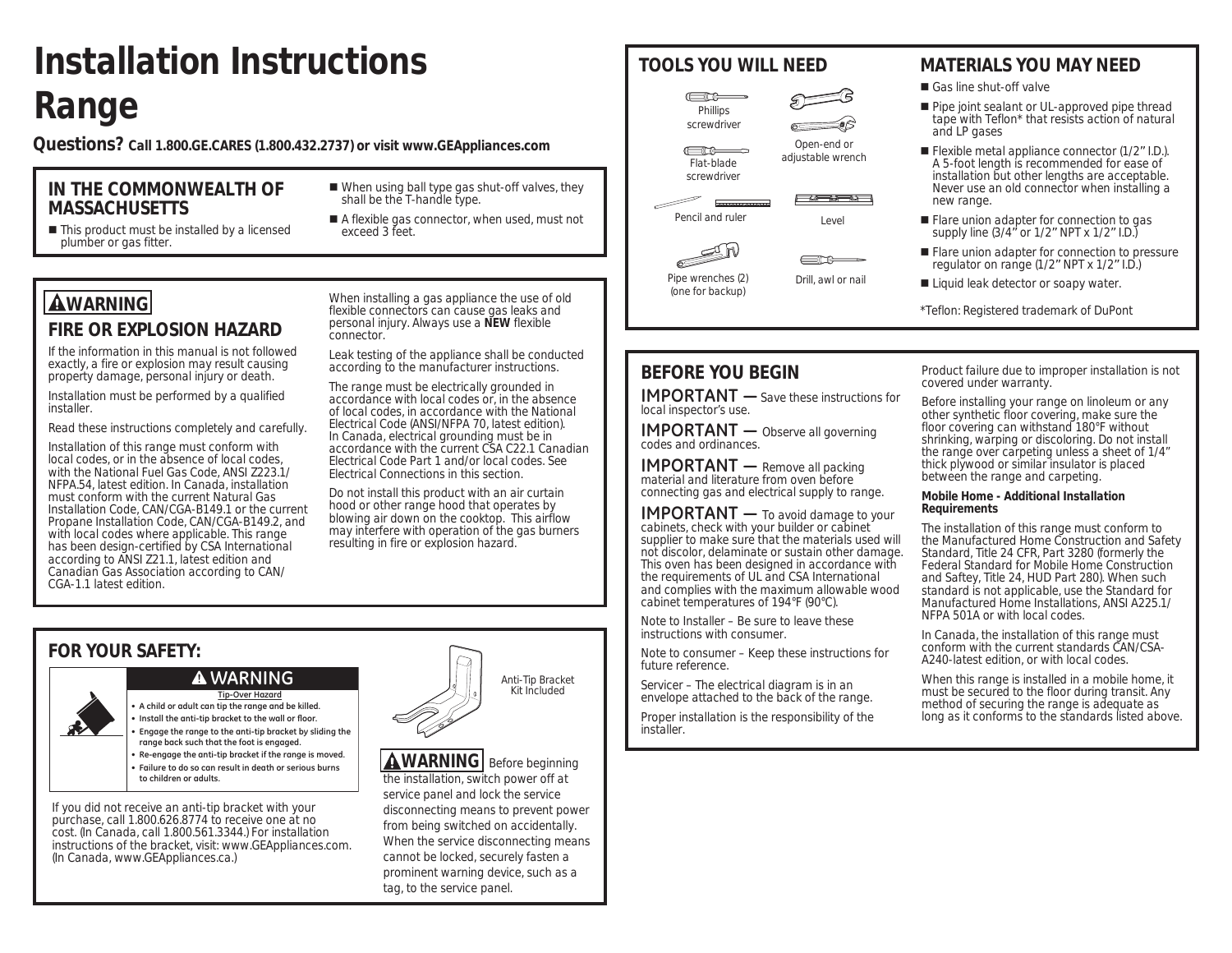# Installation Instructions
# Range

**Questions?** **Call 1.800.GE.CARES (1.800.432.2737) or visit www.GEAppliances.com**

## IN THE COMMONWEALTH OF MASSACHUSETTS

- This product must be installed by a licensed plumber or gas fitter.
- When using ball type gas shut-off valves, they shall be the T-handle type.
- A flexible gas connector, when used, must not exceed 3 feet.

## ⚠WARNING

## FIRE OR EXPLOSION HAZARD

If the information in this manual is not followed exactly, a fire or explosion may result causing property damage, personal injury or death.

Installation must be performed by a qualified installer.

Read these instructions completely and carefully.

Installation of this range must conform with local codes, or in the absence of local codes, with the National Fuel Gas Code, ANSI Z223.1/ NFPA.54, latest edition. In Canada, installation must conform with the current Natural Gas Installation Code, CAN/CGA-B149.1 or the current Propane Installation Code, CAN/CGA-B149.2, and with local codes where applicable. This range has been design-certified by CSA International according to ANSI Z21.1, latest edition and Canadian Gas Association according to CAN/ CGA-1.1 latest edition.

When installing a gas appliance the use of old flexible connectors can cause gas leaks and personal injury. Always use a **NEW** flexible connector.

Leak testing of the appliance shall be conducted according to the manufacturer instructions.

The range must be electrically grounded in accordance with local codes or, in the absence of local codes, in accordance with the National Electrical Code (ANSI/NFPA 70, latest edition). In Canada, electrical grounding must be in accordance with the current CSA C22.1 Canadian Electrical Code Part 1 and/or local codes. See Electrical Connections in this section.

Do not install this product with an air curtain hood or other range hood that operates by blowing air down on the cooktop. This airflow may interfere with operation of the gas burners resulting in fire or explosion hazard.

## FOR YOUR SAFETY:

**⚠ WARNING**

**Tip-Over Hazard**

- **A child or adult can tip the range and be killed.**
- **Install the anti-tip bracket to the wall or floor.**
- **Engage the range to the anti-tip bracket by sliding the range back such that the foot is engaged.**
- **Re-engage the anti-tip bracket if the range is moved.**
- **Failure to do so can result in death or serious burns to children or adults.**

Anti-Tip Bracket Kit Included

If you did not receive an anti-tip bracket with your purchase, call 1.800.626.8774 to receive one at no cost. (In Canada, call 1.800.561.3344.) For installation instructions of the bracket, visit: www.GEAppliances.com. (In Canada, www.GEAppliances.ca.)

**⚠WARNING** Before beginning the installation, switch power off at service panel and lock the service disconnecting means to prevent power from being switched on accidentally. When the service disconnecting means cannot be locked, securely fasten a prominent warning device, such as a tag, to the service panel.

## TOOLS YOU WILL NEED

- Phillips screwdriver
- Open-end or adjustable wrench
- Flat-blade screwdriver
- Pencil and ruler
- Level
- Pipe wrenches (2) (one for backup)
- Drill, awl or nail

## MATERIALS YOU MAY NEED

- Gas line shut-off valve
- Pipe joint sealant or UL-approved pipe thread tape with Teflon* that resists action of natural and LP gases
- Flexible metal appliance connector (1/2" I.D.). A 5-foot length is recommended for ease of installation but other lengths are acceptable. Never use an old connector when installing a new range.
- Flare union adapter for connection to gas supply line (3/4" or 1/2" NPT x 1/2" I.D.)
- Flare union adapter for connection to pressure regulator on range (1/2" NPT x 1/2" I.D.)
- Liquid leak detector or soapy water.

*Teflon: Registered trademark of DuPont

## BEFORE YOU BEGIN

IMPORTANT — Save these instructions for local inspector's use.

IMPORTANT — Observe all governing codes and ordinances.

IMPORTANT — Remove all packing material and literature from oven before connecting gas and electrical supply to range.

IMPORTANT — To avoid damage to your cabinets, check with your builder or cabinet supplier to make sure that the materials used will not discolor, delaminate or sustain other damage. This oven has been designed in accordance with the requirements of UL and CSA International and complies with the maximum allowable wood cabinet temperatures of 194°F (90°C).

Note to Installer – Be sure to leave these instructions with consumer.

Note to consumer – Keep these instructions for future reference.

Servicer – The electrical diagram is in an envelope attached to the back of the range.

Proper installation is the responsibility of the installer.

Product failure due to improper installation is not covered under warranty.

Before installing your range on linoleum or any other synthetic floor covering, make sure the floor covering can withstand 180°F without shrinking, warping or discoloring. Do not install the range over carpeting unless a sheet of 1/4" thick plywood or similar insulator is placed between the range and carpeting.

**Mobile Home - Additional Installation Requirements**

The installation of this range must conform to the Manufactured Home Construction and Safety Standard, Title 24 CFR, Part 3280 (formerly the Federal Standard for Mobile Home Construction and Saftey, Title 24, HUD Part 280). When such standard is not applicable, use the Standard for Manufactured Home Installations, ANSI A225.1/ NFPA 501A or with local codes.

In Canada, the installation of this range must conform with the current standards CAN/CSA-A240-latest edition, or with local codes.

When this range is installed in a mobile home, it must be secured to the floor during transit. Any method of securing the range is adequate as long as it conforms to the standards listed above.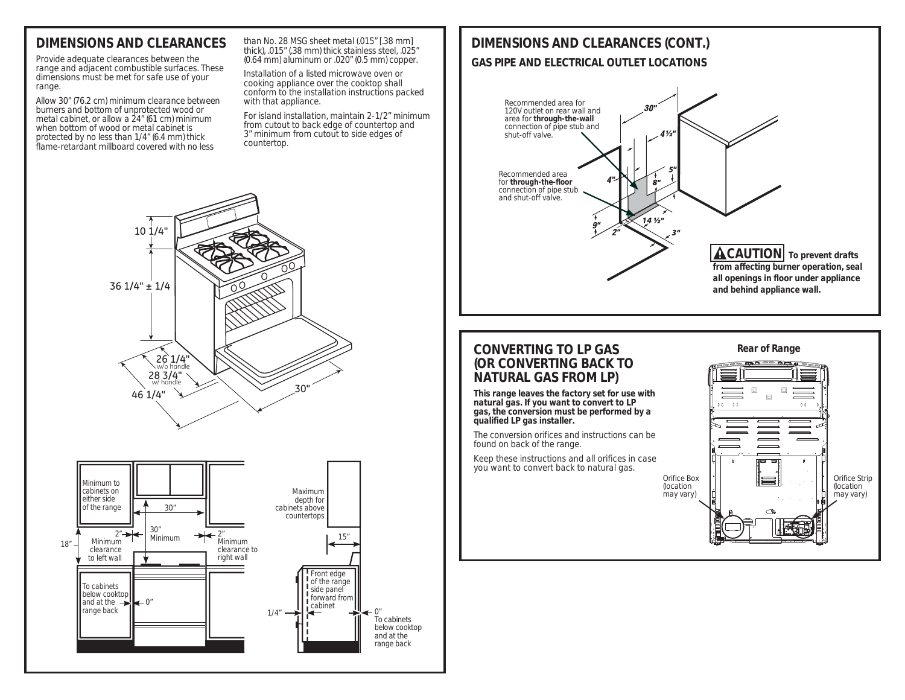## DIMENSIONS AND CLEARANCES

Provide adequate clearances between the range and adjacent combustible surfaces. These dimensions must be met for safe use of your range.

Allow 30" (76.2 cm) minimum clearance between burners and bottom of unprotected wood or metal cabinet, or allow a 24" (61 cm) minimum when bottom of wood or metal cabinet is protected by no less than 1/4" (6.4 mm) thick flame-retardant millboard covered with no less than No. 28 MSG sheet metal (.015" [.38 mm] thick), .015" (.38 mm) thick stainless steel, .025" (0.64 mm) aluminum or .020" (0.5 mm) copper.

Installation of a listed microwave oven or cooking appliance over the cooktop shall conform to the installation instructions packed with that appliance.

For island installation, maintain 2-1/2" minimum from cutout to back edge of countertop and 3" minimum from cutout to side edges of countertop.

10 1/4"

36 1/4" ± 1/4

26 1/4" w/o handle

28 3/4" w/ handle

46 1/4"

30"

Minimum to cabinets on either side of the range

30"

18"

2" Minimum clearance to left wall

30" Minimum

2" Minimum clearance to right wall

To cabinets below cooktop and at the range back

0"

Maximum depth for cabinets above countertops

15"

Front edge of the range side panel forward from cabinet

1/4"

0" To cabinets below cooktop and at the range back

## DIMENSIONS AND CLEARANCES (CONT.)

### GAS PIPE AND ELECTRICAL OUTLET LOCATIONS

Recommended area for 120V outlet on rear wall and area for **through-the-wall** connection of pipe stub and shut-off valve.

Recommended area for **through-the-floor** connection of pipe stub and shut-off valve.

30"

4½"

5"

4"

8"

9"

2"

14 ½"

3"

**⚠CAUTION To prevent drafts from affecting burner operation, seal all openings in floor under appliance and behind appliance wall.**

## CONVERTING TO LP GAS (OR CONVERTING BACK TO NATURAL GAS FROM LP)

**This range leaves the factory set for use with natural gas. If you want to convert to LP gas, the conversion must be performed by a qualified LP gas installer.**

The conversion orifices and instructions can be found on back of the range.

Keep these instructions and all orifices in case you want to convert back to natural gas.

**Rear of Range**

Orifice Box (location may vary)

Orifice Strip (location may vary)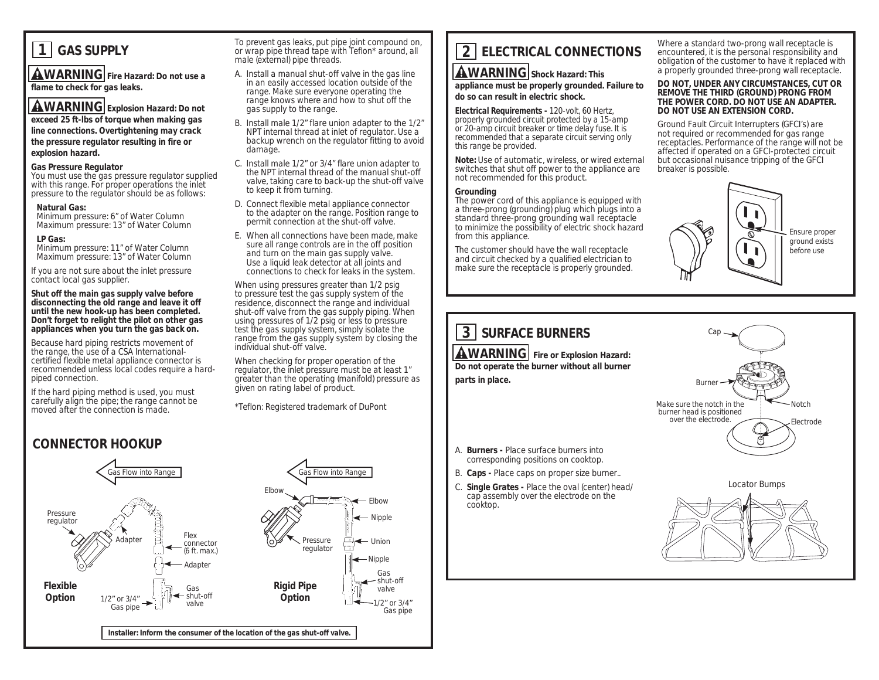## 1 GAS SUPPLY

**⚠WARNING Fire Hazard: Do not use a flame to check for gas leaks.**

**⚠WARNING Explosion Hazard: Do not exceed 25 ft-lbs of torque when making gas line connections. Overtightening may crack the pressure regulator resulting in fire or explosion hazard.**

**Gas Pressure Regulator**
You must use the gas pressure regulator supplied with this range. For proper operations the inlet pressure to the regulator should be as follows:

**Natural Gas:**
Minimum pressure: 6" of Water Column
Maximum pressure: 13" of Water Column

**LP Gas:**
Minimum pressure: 11" of Water Column
Maximum pressure: 13" of Water Column

If you are not sure about the inlet pressure contact local gas supplier.

**Shut off the main gas supply valve before disconnecting the old range and leave it off until the new hook-up has been completed. Don't forget to relight the pilot on other gas appliances when you turn the gas back on.**

Because hard piping restricts movement of the range, the use of a CSA International-certified flexible metal appliance connector is recommended unless local codes require a hard-piped connection.

If the hard piping method is used, you must carefully align the pipe; the range cannot be moved after the connection is made.

To prevent gas leaks, put pipe joint compound on, or wrap pipe thread tape with Teflon* around, all male (external) pipe threads.

A. Install a manual shut-off valve in the gas line in an easily accessed location outside of the range. Make sure everyone operating the range knows where and how to shut off the gas supply to the range.
B. Install male 1/2" flare union adapter to the 1/2" NPT internal thread at inlet of regulator. Use a backup wrench on the regulator fitting to avoid damage.
C. Install male 1/2" or 3/4" flare union adapter to the NPT internal thread of the manual shut-off valve, taking care to back-up the shut-off valve to keep it from turning.
D. Connect flexible metal appliance connector to the adapter on the range. Position range to permit connection at the shut-off valve.
E. When all connections have been made, make sure all range controls are in the off position and turn on the main gas supply valve. Use a liquid leak detector at all joints and connections to check for leaks in the system.

When using pressures greater than 1/2 psig to pressure test the gas supply system of the residence, disconnect the range and individual shut-off valve from the gas supply piping. When using pressures of 1/2 psig or less to pressure test the gas supply system, simply isolate the range from the gas supply system by closing the individual shut-off valve.

When checking for proper operation of the regulator, the inlet pressure must be at least 1" greater than the operating (manifold) pressure as given on rating label of product.

*Teflon: Registered trademark of DuPont

## CONNECTOR HOOKUP

**Flexible Option**: Gas Flow into Range; Pressure regulator; Adapter; Flex connector (6 ft. max.); Adapter; Gas shut-off valve; 1/2" or 3/4" Gas pipe

**Rigid Pipe Option**: Gas Flow into Range; Elbow; Elbow; Nipple; Pressure regulator; Union; Nipple; Gas shut-off valve; 1/2" or 3/4" Gas pipe

**Installer: Inform the consumer of the location of the gas shut-off valve.**

## 2 ELECTRICAL CONNECTIONS

**⚠WARNING Shock Hazard: This appliance must be properly grounded. Failure to do so can result in electric shock.**

**Electrical Requirements -** 120-volt, 60 Hertz, properly grounded circuit protected by a 15-amp or 20-amp circuit breaker or time delay fuse. It is recommended that a separate circuit serving only this range be provided.

**Note:** Use of automatic, wireless, or wired external switches that shut off power to the appliance are not recommended for this product.

**Grounding**
The power cord of this appliance is equipped with a three-prong (grounding) plug which plugs into a standard three-prong grounding wall receptacle to minimize the possibility of electric shock hazard from this appliance.

The customer should have the wall receptacle and circuit checked by a qualified electrician to make sure the receptacle is properly grounded.

Where a standard two-prong wall receptacle is encountered, it is the personal responsibility and obligation of the customer to have it replaced with a properly grounded three-prong wall receptacle.

**DO NOT, UNDER ANY CIRCUMSTANCES, CUT OR REMOVE THE THIRD (GROUND) PRONG FROM THE POWER CORD. DO NOT USE AN ADAPTER. DO NOT USE AN EXTENSION CORD.**

Ground Fault Circuit Interrupters (GFCI's) are not required or recommended for gas range receptacles. Performance of the range will not be affected if operated on a GFCI-protected circuit but occasional nuisance tripping of the GFCI breaker is possible.

Ensure proper ground exists before use

## 3 SURFACE BURNERS

**⚠WARNING Fire or Explosion Hazard: Do not operate the burner without all burner parts in place.**

Cap; Burner; Notch; Electrode

Make sure the notch in the burner head is positioned over the electrode.

A. **Burners -** Place surface burners into corresponding positions on cooktop.
B. **Caps -** Place caps on proper size burner..
C. **Single Grates -** Place the oval (center) head/cap assembly over the electrode on the cooktop.

Locator Bumps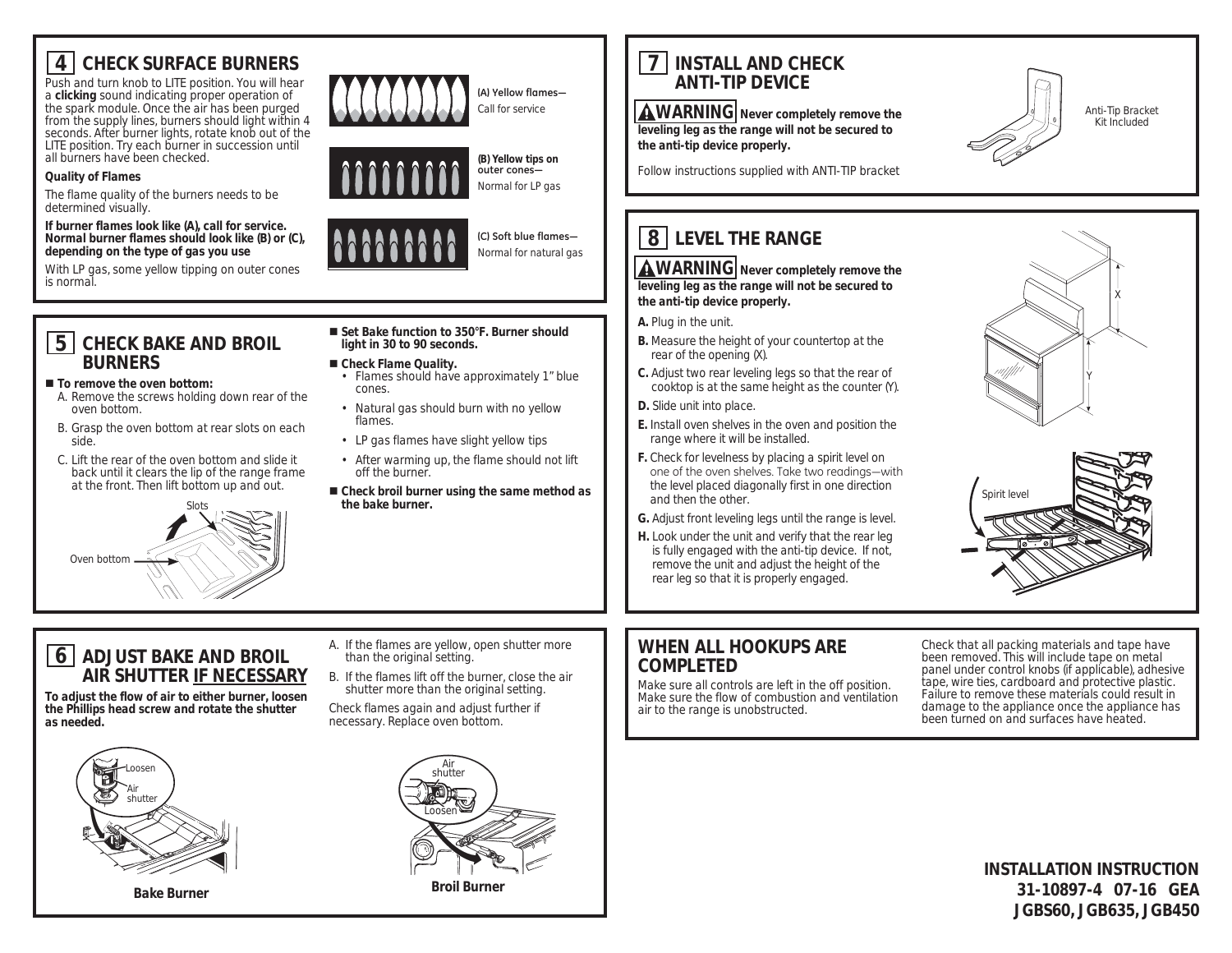## 4 CHECK SURFACE BURNERS

Push and turn knob to LITE position. You will hear a **clicking** sound indicating proper operation of the spark module. Once the air has been purged from the supply lines, burners should light within 4 seconds. After burner lights, rotate knob out of the LITE position. Try each burner in succession until all burners have been checked.

**Quality of Flames**

The flame quality of the burners needs to be determined visually.

**If burner flames look like (A), call for service. Normal burner flames should look like (B) or (C), depending on the type of gas you use**

With LP gas, some yellow tipping on outer cones is normal.

**(A) Yellow flames—** Call for service

**(B) Yellow tips on outer cones—** Normal for LP gas

**(C) Soft blue flames—** Normal for natural gas

## 5 CHECK BAKE AND BROIL BURNERS

- **To remove the oven bottom:**
  - A. Remove the screws holding down rear of the oven bottom.
  - B. Grasp the oven bottom at rear slots on each side.
  - C. Lift the rear of the oven bottom and slide it back until it clears the lip of the range frame at the front. Then lift bottom up and out.

Slots

Oven bottom

- **Set Bake function to 350°F. Burner should light in 30 to 90 seconds.**
- **Check Flame Quality.**
  - Flames should have approximately 1" blue cones.
  - Natural gas should burn with no yellow flames.
  - LP gas flames have slight yellow tips
  - After warming up, the flame should not lift off the burner.
- **Check broil burner using the same method as the bake burner.**

## 6 ADJUST BAKE AND BROIL AIR SHUTTER IF NECESSARY

**To adjust the flow of air to either burner, loosen the Phillips head screw and rotate the shutter as needed.**

A. If the flames are yellow, open shutter more than the original setting.

B. If the flames lift off the burner, close the air shutter more than the original setting.

Check flames again and adjust further if necessary. Replace oven bottom.

Loosen

Air shutter

**Bake Burner**

Air shutter

Loosen

**Broil Burner**

## 7 INSTALL AND CHECK ANTI-TIP DEVICE

**⚠WARNING Never completely remove the leveling leg as the range will not be secured to the anti-tip device properly.**

Follow instructions supplied with ANTI-TIP bracket

Anti-Tip Bracket Kit Included

## 8 LEVEL THE RANGE

**⚠WARNING Never completely remove the leveling leg as the range will not be secured to the anti-tip device properly.**

**A.** Plug in the unit.

**B.** Measure the height of your countertop at the rear of the opening (X).

**C.** Adjust two rear leveling legs so that the rear of cooktop is at the same height as the counter (Y).

**D.** Slide unit into place.

**E.** Install oven shelves in the oven and position the range where it will be installed.

**F.** Check for levelness by placing a spirit level on one of the oven shelves. Take two readings—with the level placed diagonally first in one direction and then the other.

**G.** Adjust front leveling legs until the range is level.

**H.** Look under the unit and verify that the rear leg is fully engaged with the anti-tip device. If not, remove the unit and adjust the height of the rear leg so that it is properly engaged.

X

Y

Spirit level

## WHEN ALL HOOKUPS ARE COMPLETED

Make sure all controls are left in the off position. Make sure the flow of combustion and ventilation air to the range is unobstructed.

Check that all packing materials and tape have been removed. This will include tape on metal panel under control knobs (if applicable), adhesive tape, wire ties, cardboard and protective plastic. Failure to remove these materials could result in damage to the appliance once the appliance has been turned on and surfaces have heated.

**INSTALLATION INSTRUCTION**
**31-10897-4 07-16 GEA**
**JGBS60, JGB635, JGB450**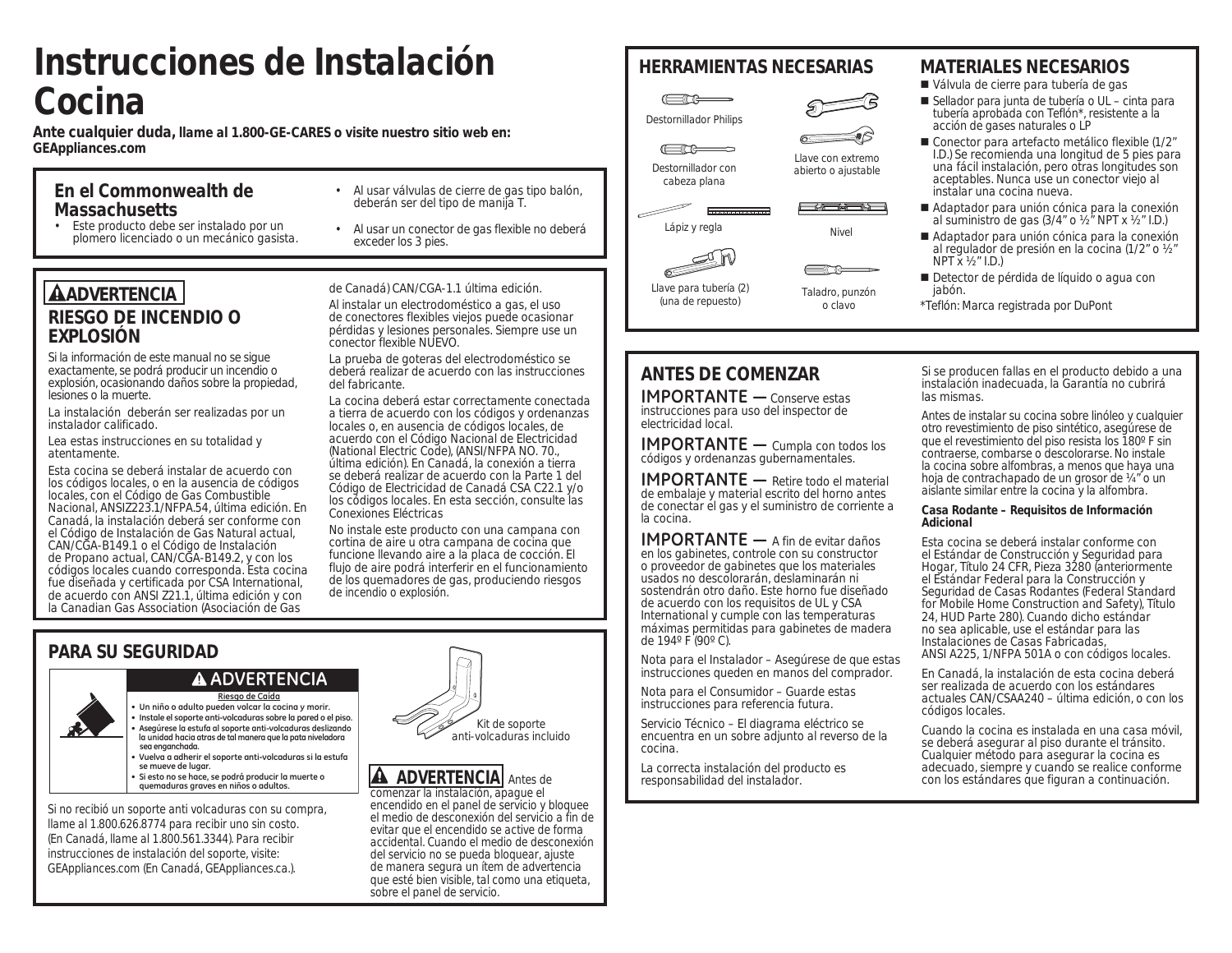# Instrucciones de Instalación Cocina

**Ante cualquier duda, llame al 1.800-GE-CARES o visite nuestro sitio web en: GEAppliances.com**

## En el Commonwealth de Massachusetts

- Este producto debe ser instalado por un plomero licenciado o un mecánico gasista.
- Al usar válvulas de cierre de gas tipo balón, deberán ser del tipo de manija T.
- Al usar un conector de gas flexible no deberá exceder los 3 pies.

## ⚠ADVERTENCIA

### RIESGO DE INCENDIO O EXPLOSIÓN

Si la información de este manual no se sigue exactamente, se podrá producir un incendio o explosión, ocasionando daños sobre la propiedad, lesiones o la muerte.

La instalación deberán ser realizadas por un instalador calificado.

Lea estas instrucciones en su totalidad y atentamente.

Esta cocina se deberá instalar de acuerdo con los códigos locales, o en la ausencia de códigos locales, con el Código de Gas Combustible Nacional, ANSIZ223.1/NFPA.54, última edición. En Canadá, la instalación deberá ser conforme con el Código de Instalación de Gas Natural actual, CAN/CGA-B149.1 o el Código de Instalación de Propano actual, CAN/CGA-B149.2, y con los códigos locales cuando corresponda. Esta cocina fue diseñada y certificada por CSA International, de acuerdo con ANSI Z21.1, última edición y con la Canadian Gas Association (Asociación de Gas de Canadá) CAN/CGA-1.1 última edición.

Al instalar un electrodoméstico a gas, el uso de conectores flexibles viejos puede ocasionar pérdidas y lesiones personales. Siempre use un conector flexible NUEVO.

La prueba de goteras del electrodoméstico se deberá realizar de acuerdo con las instrucciones del fabricante.

La cocina deberá estar correctamente conectada a tierra de acuerdo con los códigos y ordenanzas locales o, en ausencia de códigos locales, de acuerdo con el Código Nacional de Electricidad (National Electric Code), (ANSI/NFPA NO. 70., última edición). En Canadá, la conexión a tierra se deberá realizar de acuerdo con la Parte 1 del Código de Electricidad de Canadá CSA C22.1 y/o los códigos locales. En esta sección, consulte las Conexiones Eléctricas

No instale este producto con una campana con cortina de aire u otra campana de cocina que funcione llevando aire a la placa de cocción. El flujo de aire podrá interferir en el funcionamiento de los quemadores de gas, produciendo riesgos de incendio o explosión.

## PARA SU SEGURIDAD

**⚠ ADVERTENCIA**

**Riesgo de Caída**

- **Un niño o adulto pueden volcar la cocina y morir.**
- **Instale el soporte anti-volcaduras sobre la pared o el piso.**
- **Asegúrese la estufa al soporte anti-volcaduras deslizando la unidad hacia atras de tal manera que la pata niveladora sea enganchada.**
- **Vuelva a adherir el soporte anti-volcaduras si la estufa se mueve de lugar.**
- **Si esto no se hace, se podrá producir la muerte o quemaduras graves en niños o adultos.**

Si no recibió un soporte anti volcaduras con su compra, llame al 1.800.626.8774 para recibir uno sin costo. (En Canadá, llame al 1.800.561.3344). Para recibir instrucciones de instalación del soporte, visite: GEAppliances.com (En Canadá, GEAppliances.ca.).

Kit de soporte anti-volcaduras incluido

**⚠ ADVERTENCIA** Antes de comenzar la instalación, apague el encendido en el panel de servicio y bloquee el medio de desconexión del servicio a fin de evitar que el encendido se active de forma accidental. Cuando el medio de desconexión del servicio no se pueda bloquear, ajuste de manera segura un ítem de advertencia que esté bien visible, tal como una etiqueta, sobre el panel de servicio.

## HERRAMIENTAS NECESARIAS

- Destornillador Philips
- Llave con extremo abierto o ajustable
- Destornillador con cabeza plana
- Lápiz y regla
- Nivel
- Llave para tubería (2) (una de repuesto)
- Taladro, punzón o clavo

## MATERIALES NECESARIOS

- Válvula de cierre para tubería de gas
- Sellador para junta de tubería o UL – cinta para tubería aprobada con Teflón*, resistente a la acción de gases naturales o LP
- Conector para artefacto metálico flexible (1/2" I.D.) Se recomienda una longitud de 5 pies para una fácil instalación, pero otras longitudes son aceptables. Nunca use un conector viejo al instalar una cocina nueva.
- Adaptador para unión cónica para la conexión al suministro de gas (3/4" o ½" NPT x ½" I.D.)
- Adaptador para unión cónica para la conexión al regulador de presión en la cocina (1/2" o ½" NPT x ½" I.D.)
- Detector de pérdida de líquido o agua con jabón.

*Teflón: Marca registrada por DuPont

## ANTES DE COMENZAR

IMPORTANTE — Conserve estas instrucciones para uso del inspector de electricidad local.

IMPORTANTE — Cumpla con todos los códigos y ordenanzas gubernamentales.

IMPORTANTE — Retire todo el material de embalaje y material escrito del horno antes de conectar el gas y el suministro de corriente a la cocina.

IMPORTANTE — A fin de evitar daños en los gabinetes, controle con su constructor o proveedor de gabinetes que los materiales usados no descolorarán, deslaminarán ni sostendrán otro daño. Este horno fue diseñado de acuerdo con los requisitos de UL y CSA International y cumple con las temperaturas máximas permitidas para gabinetes de madera de 194º F (90º C).

Nota para el Instalador – Asegúrese de que estas instrucciones queden en manos del comprador.

Nota para el Consumidor – Guarde estas instrucciones para referencia futura.

Servicio Técnico – El diagrama eléctrico se encuentra en un sobre adjunto al reverso de la cocina.

La correcta instalación del producto es responsabilidad del instalador.

Si se producen fallas en el producto debido a una instalación inadecuada, la Garantía no cubrirá las mismas.

Antes de instalar su cocina sobre linóleo y cualquier otro revestimiento de piso sintético, asegúrese de que el revestimiento del piso resista los 180º F sin contraerse, combarse o descolorarse. No instale la cocina sobre alfombras, a menos que haya una hoja de contrachapado de un grosor de ¼" o un aislante similar entre la cocina y la alfombra.

**Casa Rodante – Requisitos de Información Adicional**

Esta cocina se deberá instalar conforme con el Estándar de Construcción y Seguridad para Hogar, Título 24 CFR, Pieza 3280 (anteriormente el Estándar Federal para la Construcción y Seguridad de Casas Rodantes (Federal Standard for Mobile Home Construction and Safety), Título 24, HUD Parte 280). Cuando dicho estándar no sea aplicable, use el estándar para las Instalaciones de Casas Fabricadas, ANSI A225, 1/NFPA 501A o con códigos locales.

En Canadá, la instalación de esta cocina deberá ser realizada de acuerdo con los estándares actuales CAN/CSAA240 – última edición, o con los códigos locales.

Cuando la cocina es instalada en una casa móvil, se deberá asegurar al piso durante el tránsito. Cualquier método para asegurar la cocina es adecuado, siempre y cuando se realice conforme con los estándares que figuran a continuación.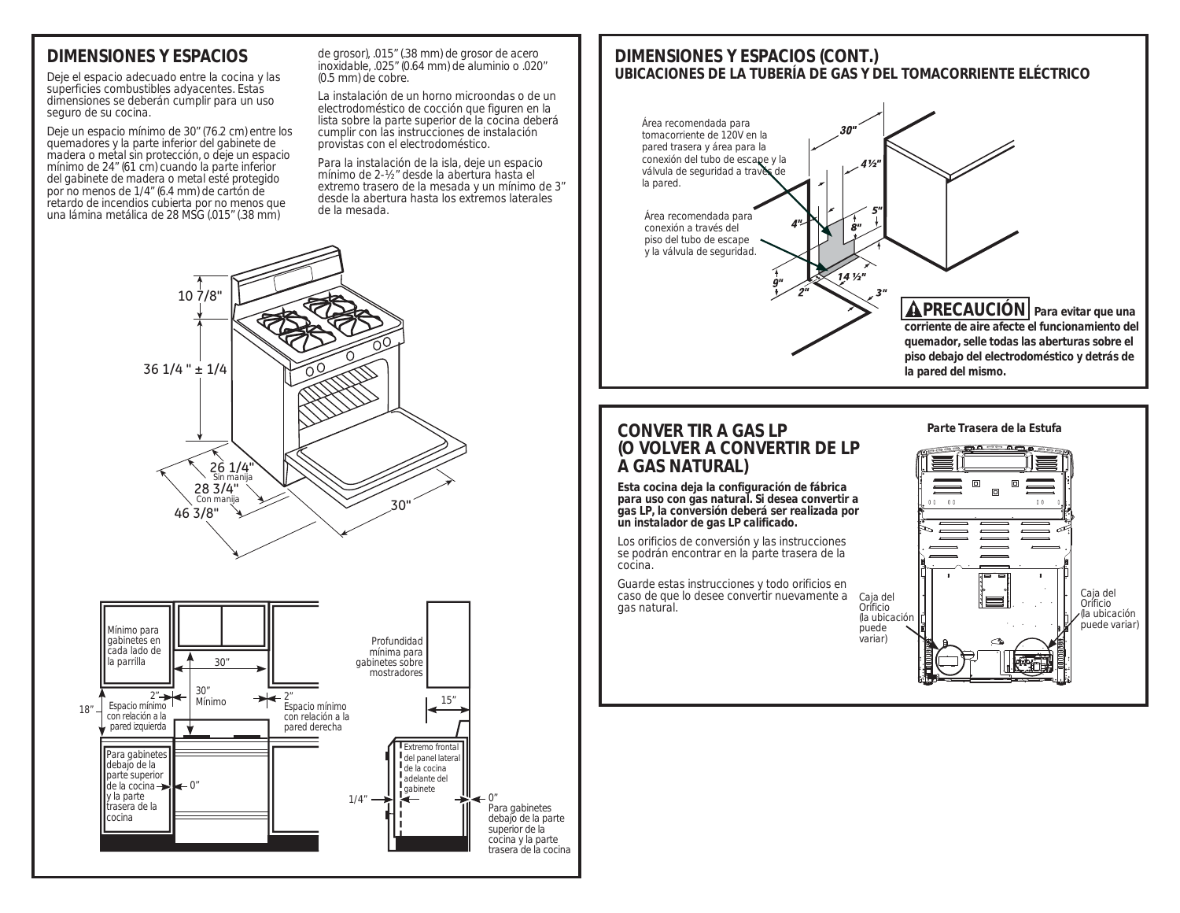## DIMENSIONES Y ESPACIOS

Deje el espacio adecuado entre la cocina y las superficies combustibles adyacentes. Estas dimensiones se deberán cumplir para un uso seguro de su cocina.

Deje un espacio mínimo de 30" (76.2 cm) entre los quemadores y la parte inferior del gabinete de madera o metal sin protección, o deje un espacio mínimo de 24" (61 cm) cuando la parte inferior del gabinete de madera o metal esté protegido por no menos de 1/4" (6.4 mm) de cartón de retardo de incendios cubierta por no menos que una lámina metálica de 28 MSG (.015" (.38 mm) de grosor), .015" (.38 mm) de grosor de acero inoxidable, .025" (0.64 mm) de aluminio o .020" (0.5 mm) de cobre.

La instalación de un horno microondas o de un electrodoméstico de cocción que figuren en la lista sobre la parte superior de la cocina deberá cumplir con las instrucciones de instalación provistas con el electrodoméstico.

Para la instalación de la isla, deje un espacio mínimo de 2-½" desde la abertura hasta el extremo trasero de la mesada y un mínimo de 3" desde la abertura hasta los extremos laterales de la mesada.

10 7/8"

36 1/4 " ± 1/4

26 1/4" Sin manija

28 3/4" Con manija

46 3/8"

30"

Mínimo para gabinetes en cada lado de la parrilla

30"

30" Mínimo

2" Espacio mínimo con relación a la pared izquierda

2" Espacio mínimo con relación a la pared derecha

18"

Para gabinetes debajo de la parte superior de la cocina y la parte trasera de la cocina

0"

Profundidad mínima para gabinetes sobre mostradores

15"

Extremo frontal del panel lateral de la cocina adelante del gabinete

1/4"

0" Para gabinetes debajo de la parte superior de la cocina y la parte trasera de la cocina

## DIMENSIONES Y ESPACIOS (CONT.)

### UBICACIONES DE LA TUBERÍA DE GAS Y DEL TOMACORRIENTE ELÉCTRICO

Área recomendada para tomacorriente de 120V en la pared trasera y área para la conexión del tubo de escape y la válvula de seguridad a través de la pared.

Área recomendada para conexión a través del piso del tubo de escape y la válvula de seguridad.

30" · 4½" · 5" · 4" · 8" · 9" · 2" · 14 ½" · 3"

**⚠PRECAUCIÓN Para evitar que una corriente de aire afecte el funcionamiento del quemador, selle todas las aberturas sobre el piso debajo del electrodoméstico y detrás de la pared del mismo.**

## CONVER TIR A GAS LP (O VOLVER A CONVERTIR DE LP A GAS NATURAL)

**Esta cocina deja la configuración de fábrica para uso con gas natural. Si desea convertir a gas LP, la conversión deberá ser realizada por un instalador de gas LP calificado.**

Los orificios de conversión y las instrucciones se podrán encontrar en la parte trasera de la cocina.

Guarde estas instrucciones y todo orificios en caso de que lo desee convertir nuevamente a gas natural.

**Parte Trasera de la Estufa**

Caja del Orificio (la ubicación puede variar)

Caja del Orificio (la ubicación puede variar)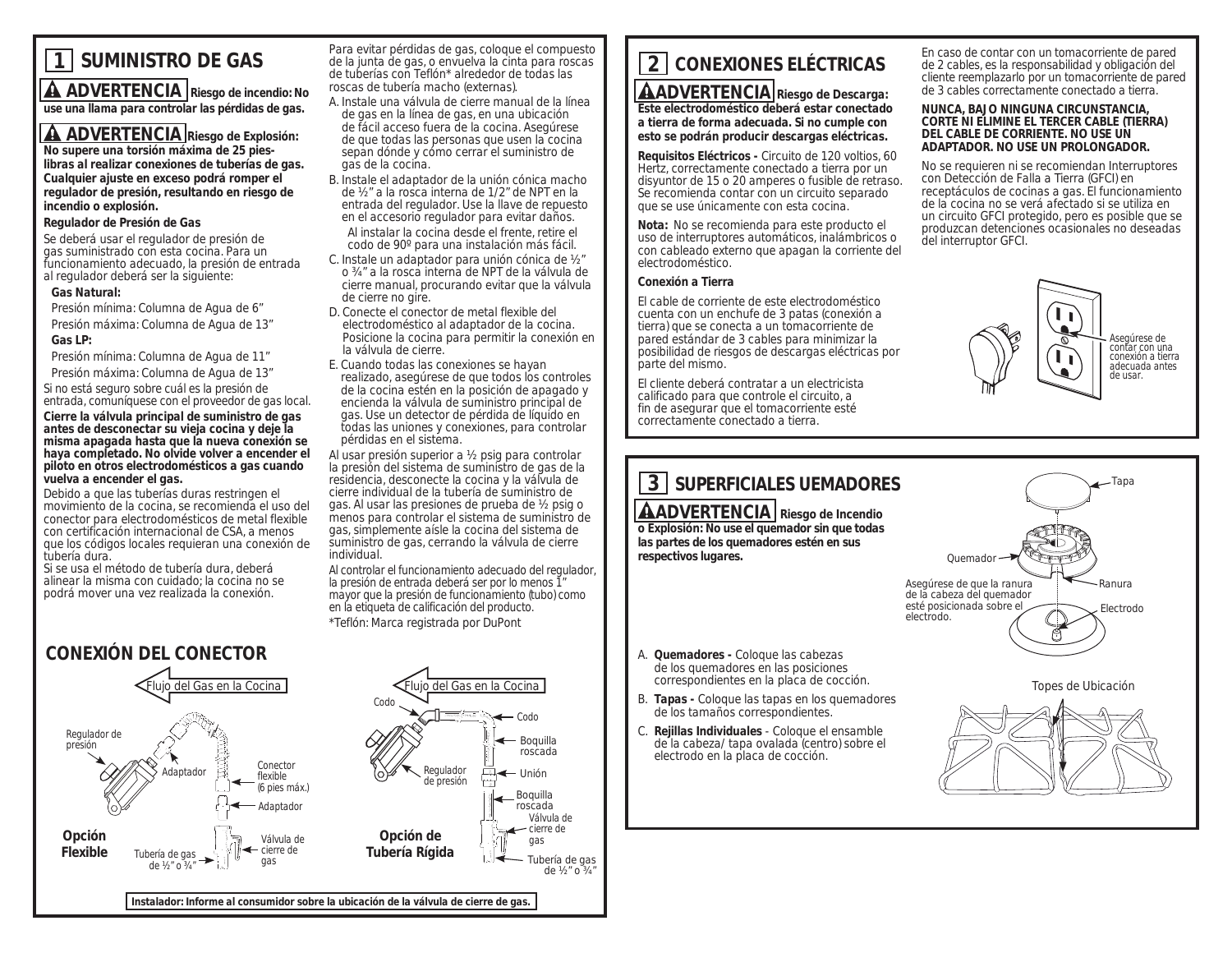## 1 SUMINISTRO DE GAS

**⚠ ADVERTENCIA Riesgo de incendio: No use una llama para controlar las pérdidas de gas.**

**⚠ ADVERTENCIA Riesgo de Explosión: No supere una torsión máxima de 25 pies-libras al realizar conexiones de tuberías de gas. Cualquier ajuste en exceso podrá romper el regulador de presión, resultando en riesgo de incendio o explosión.**

**Regulador de Presión de Gas**

Se deberá usar el regulador de presión de gas suministrado con esta cocina. Para un funcionamiento adecuado, la presión de entrada al regulador deberá ser la siguiente:

**Gas Natural:**

Presión mínima: Columna de Agua de 6"

Presión máxima: Columna de Agua de 13"

**Gas LP:**

Presión mínima: Columna de Agua de 11"

Presión máxima: Columna de Agua de 13"

Si no está seguro sobre cuál es la presión de entrada, comuníquese con el proveedor de gas local.

**Cierre la válvula principal de suministro de gas antes de desconectar su vieja cocina y deje la misma apagada hasta que la nueva conexión se haya completado. No olvide volver a encender el piloto en otros electrodomésticos a gas cuando vuelva a encender el gas.**

Debido a que las tuberías duras restringen el movimiento de la cocina, se recomienda el uso del conector para electrodomésticos de metal flexible con certificación internacional de CSA, a menos que los códigos locales requieran una conexión de tubería dura.

Si se usa el método de tubería dura, deberá alinear la misma con cuidado; la cocina no se podrá mover una vez realizada la conexión.

Para evitar pérdidas de gas, coloque el compuesto de la junta de gas, o envuelva la cinta para roscas de tuberías con Teflón* alrededor de todas las roscas de tubería macho (externas).

A. Instale una válvula de cierre manual de la línea de gas en la línea de gas, en una ubicación de fácil acceso fuera de la cocina. Asegúrese de que todas las personas que usen la cocina sepan dónde y cómo cerrar el suministro de gas de la cocina.

B. Instale el adaptador de la unión cónica macho de ½" a la rosca interna de 1/2" de NPT en la entrada del regulador. Use la llave de repuesto en el accesorio regulador para evitar daños.

   Al instalar la cocina desde el frente, retire el codo de 90º para una instalación más fácil.

C. Instale un adaptador para unión cónica de ½" o ¾" a la rosca interna de NPT de la válvula de cierre manual, procurando evitar que la válvula de cierre no gire.

D. Conecte el conector de metal flexible del electrodoméstico al adaptador de la cocina. Posicione la cocina para permitir la conexión en la válvula de cierre.

E. Cuando todas las conexiones se hayan realizado, asegúrese de que todos los controles de la cocina estén en la posición de apagado y encienda la válvula de suministro principal de gas. Use un detector de pérdida de líquido en todas las uniones y conexiones, para controlar pérdidas en el sistema.

Al usar presión superior a ½ psig para controlar la presión del sistema de suministro de gas de la residencia, desconecte la cocina y la válvula de cierre individual de la tubería de suministro de gas. Al usar las presiones de prueba de ½ psig o menos para controlar el sistema de suministro de gas, simplemente aísle la cocina del sistema de suministro de gas, cerrando la válvula de cierre individual.

Al controlar el funcionamiento adecuado del regulador, la presión de entrada deberá ser por lo menos 1" mayor que la presión de funcionamiento (tubo) como en la etiqueta de calificación del producto.

*Teflón: Marca registrada por DuPont

## CONEXIÓN DEL CONECTOR

**Opción Flexible**: Flujo del Gas en la Cocina; Regulador de presión; Adaptador; Conector flexible (6 pies máx.); Adaptador; Válvula de cierre de gas; Tubería de gas de ½" o ¾"

**Opción de Tubería Rígida**: Flujo del Gas en la Cocina; Codo; Codo; Boquilla roscada; Regulador de presión; Unión; Boquilla roscada; Válvula de cierre de gas; Tubería de gas de ½" o ¾"

**Instalador: Informe al consumidor sobre la ubicación de la válvula de cierre de gas.**

## 2 CONEXIONES ELÉCTRICAS

**⚠ ADVERTENCIA Riesgo de Descarga: Este electrodoméstico deberá estar conectado a tierra de forma adecuada. Si no cumple con esto se podrán producir descargas eléctricas.**

**Requisitos Eléctricos -** Circuito de 120 voltios, 60 Hertz, correctamente conectado a tierra por un disyuntor de 15 o 20 amperes o fusible de retraso. Se recomienda contar con un circuito separado que se use únicamente con esta cocina.

**Nota:** No se recomienda para este producto el uso de interruptores automáticos, inalámbricos o con cableado externo que apagan la corriente del electrodoméstico.

**Conexión a Tierra**

El cable de corriente de este electrodoméstico cuenta con un enchufe de 3 patas (conexión a tierra) que se conecta a un tomacorriente de pared estándar de 3 cables para minimizar la posibilidad de riesgos de descargas eléctricas por parte del mismo.

El cliente deberá contratar a un electricista calificado para que controle el circuito, a fin de asegurar que el tomacorriente esté correctamente conectado a tierra.

En caso de contar con un tomacorriente de pared de 2 cables, es la responsabilidad y obligación del cliente reemplazarlo por un tomacorriente de pared de 3 cables correctamente conectado a tierra.

**NUNCA, BAJO NINGUNA CIRCUNSTANCIA, CORTE NI ELIMINE EL TERCER CABLE (TIERRA) DEL CABLE DE CORRIENTE. NO USE UN ADAPTADOR. NO USE UN PROLONGADOR.**

No se requieren ni se recomiendan Interruptores con Detección de Falla a Tierra (GFCI) en receptáculos de cocinas a gas. El funcionamiento de la cocina no se verá afectado si se utiliza en un circuito GFCI protegido, pero es posible que se produzcan detenciones ocasionales no deseadas del interruptor GFCI.

Asegúrese de contar con una conexión a tierra adecuada antes de usar.

## 3 SUPERFICIALES UEMADORES

**⚠ ADVERTENCIA Riesgo de Incendio o Explosión: No use el quemador sin que todas las partes de los quemadores estén en sus respectivos lugares.**

Tapa; Quemador; Ranura; Electrodo

Asegúrese de que la ranura de la cabeza del quemador esté posicionada sobre el electrodo.

A. **Quemadores -** Coloque las cabezas de los quemadores en las posiciones correspondientes en la placa de cocción.

B. **Tapas -** Coloque las tapas en los quemadores de los tamaños correspondientes.

C. **Rejillas Individuales** - Coloque el ensamble de la cabeza/ tapa ovalada (centro) sobre el electrodo en la placa de cocción.

Topes de Ubicación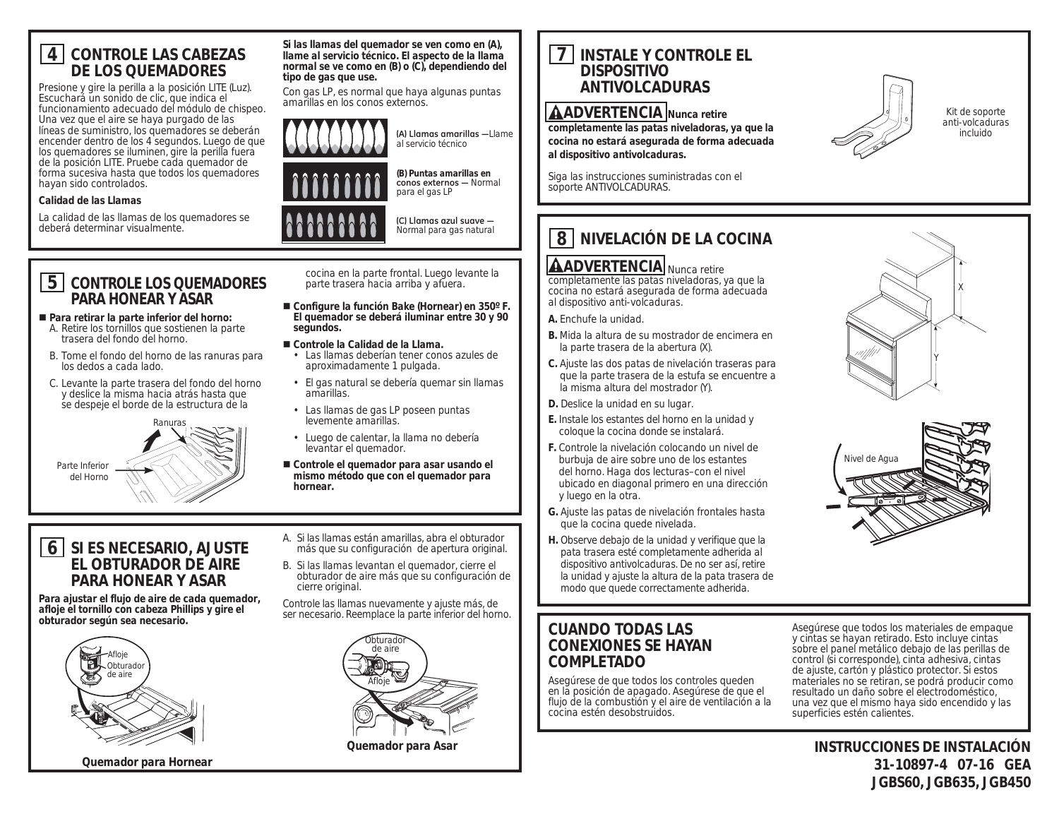## 4 CONTROLE LAS CABEZAS DE LOS QUEMADORES

Presione y gire la perilla a la posición LITE (Luz). Escuchará un sonido de clic, que indica el funcionamiento adecuado del módulo de chispeo. Una vez que el aire se haya purgado de las líneas de suministro, los quemadores se deberán encender dentro de los 4 segundos. Luego de que los quemadores se iluminen, gire la perilla fuera de la posición LITE. Pruebe cada quemador de forma sucesiva hasta que todos los quemadores hayan sido controlados.

**Calidad de las Llamas**

La calidad de las llamas de los quemadores se deberá determinar visualmente.

**Si las llamas del quemador se ven como en (A), llame al servicio técnico. El aspecto de la llama normal se ve como en (B) o (C), dependiendo del tipo de gas que use.**

Con gas LP, es normal que haya algunas puntas amarillas en los conos externos.

**(A) Llamas amarillas** —Llame al servicio técnico

**(B) Puntas amarillas en conos externos** — Normal para el gas LP

**(C) Llamas azul suave** — Normal para gas natural

## 5 CONTROLE LOS QUEMADORES PARA HONEAR Y ASAR

- **Para retirar la parte inferior del horno:**
  A. Retire los tornillos que sostienen la parte trasera del fondo del horno.
  B. Tome el fondo del horno de las ranuras para los dedos a cada lado.
  C. Levante la parte trasera del fondo del horno y deslice la misma hacia atrás hasta que se despeje el borde de la estructura de la cocina en la parte frontal. Luego levante la parte trasera hacia arriba y afuera.

Ranuras

Parte Inferior del Horno

- **Configure la función Bake (Hornear) en 350º F. El quemador se deberá iluminar entre 30 y 90 segundos.**
- **Controle la Calidad de la Llama.**
  - Las llamas deberían tener conos azules de aproximadamente 1 pulgada.
  - El gas natural se debería quemar sin llamas amarillas.
  - Las llamas de gas LP poseen puntas levemente amarillas.
  - Luego de calentar, la llama no debería levantar el quemador.
- **Controle el quemador para asar usando el mismo método que con el quemador para hornear.**

## 6 SI ES NECESARIO, AJUSTE EL OBTURADOR DE AIRE PARA HONEAR Y ASAR

**Para ajustar el flujo de aire de cada quemador, afloje el tornillo con cabeza Phillips y gire el obturador según sea necesario.**

Afloje

Obturador de aire

**Quemador para Hornear**

A. Si las llamas están amarillas, abra el obturador más que su configuración de apertura original.

B. Si las llamas levantan el quemador, cierre el obturador de aire más que su configuración de cierre original.

Controle las llamas nuevamente y ajuste más, de ser necesario. Reemplace la parte inferior del horno.

Obturador de aire

Afloje

**Quemador para Asar**

## 7 INSTALE Y CONTROLE EL DISPOSITIVO ANTIVOLCADURAS

**⚠ADVERTENCIA Nunca retire completamente las patas niveladoras, ya que la cocina no estará asegurada de forma adecuada al dispositivo antivolcaduras.**

Siga las instrucciones suministradas con el soporte ANTIVOLCADURAS.

Kit de soporte anti-volcaduras incluido

## 8 NIVELACIÓN DE LA COCINA

**⚠ADVERTENCIA** Nunca retire completamente las patas niveladoras, ya que la cocina no estará asegurada de forma adecuada al dispositivo anti-volcaduras.

**A.** Enchufe la unidad.

**B.** Mida la altura de su mostrador de encimera en la parte trasera de la abertura (X).

**C.** Ajuste las dos patas de nivelación traseras para que la parte trasera de la estufa se encuentre a la misma altura del mostrador (Y).

**D.** Deslice la unidad en su lugar.

**E.** Instale los estantes del horno en la unidad y coloque la cocina donde se instalará.

**F.** Controle la nivelación colocando un nivel de burbuja de aire sobre uno de los estantes del horno. Haga dos lecturas–con el nivel ubicado en diagonal primero en una dirección y luego en la otra.

**G.** Ajuste las patas de nivelación frontales hasta que la cocina quede nivelada.

**H.** Observe debajo de la unidad y verifique que la pata trasera esté completamente adherida al dispositivo antivolcaduras. De no ser así, retire la unidad y ajuste la altura de la pata trasera de modo que quede correctamente adherida.

X

Y

Nivel de Agua

## CUANDO TODAS LAS CONEXIONES SE HAYAN COMPLETADO

Asegúrese de que todos los controles queden en la posición de apagado. Asegúrese de que el flujo de la combustión y el aire de ventilación a la cocina estén desobstruidos.

Asegúrese que todos los materiales de empaque y cintas se hayan retirado. Esto incluye cintas sobre el panel metálico debajo de las perillas de control (si corresponde), cinta adhesiva, cintas de ajuste, cartón y plástico protector. Si estos materiales no se retiran, se podrá producir como resultado un daño sobre el electrodoméstico, una vez que el mismo haya sido encendido y las superficies estén calientes.

**INSTRUCCIONES DE INSTALACIÓN**
**31-10897-4 07-16 GEA**
**JGBS60, JGB635, JGB450**